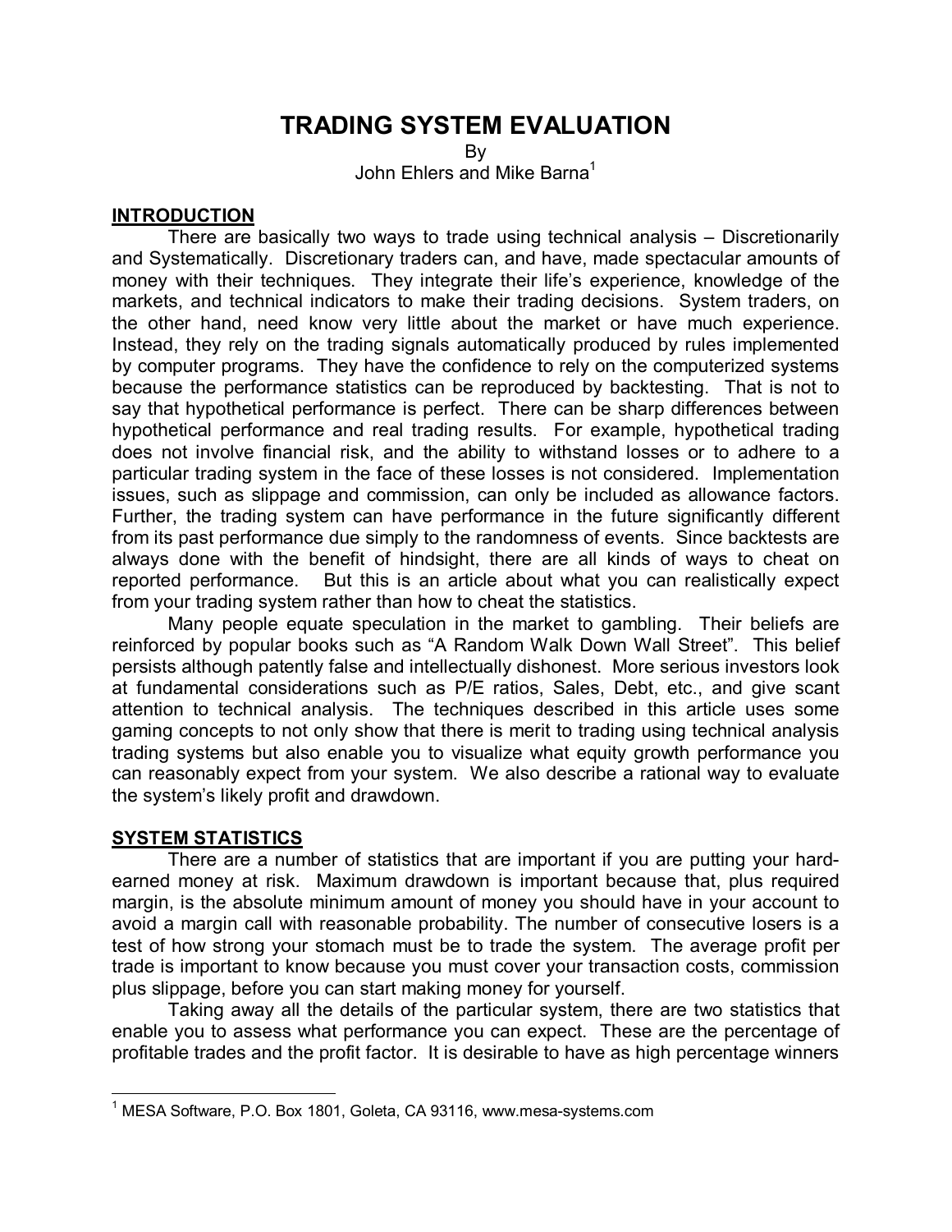# TRADING SYSTEM EVALUATION

By

John Ehlers and Mike Barna[1]

## INTRODUCTION

There are basically two ways to trade using technical analysis – Discretionarily and Systematically. Discretionary traders can, and have, made spectacular amounts of money with their techniques. They integrate their life's experience, knowledge of the markets, and technical indicators to make their trading decisions. System traders, on the other hand, need know very little about the market or have much experience. Instead, they rely on the trading signals automatically produced by rules implemented by computer programs. They have the confidence to rely on the computerized systems because the performance statistics can be reproduced by backtesting. That is not to say that hypothetical performance is perfect. There can be sharp differences between hypothetical performance and real trading results. For example, hypothetical trading does not involve financial risk, and the ability to withstand losses or to adhere to a particular trading system in the face of these losses is not considered. Implementation issues, such as slippage and commission, can only be included as allowance factors. Further, the trading system can have performance in the future significantly different from its past performance due simply to the randomness of events. Since backtests are always done with the benefit of hindsight, there are all kinds of ways to cheat on reported performance. But this is an article about what you can realistically expect from your trading system rather than how to cheat the statistics.

Many people equate speculation in the market to gambling. Their beliefs are reinforced by popular books such as "A Random Walk Down Wall Street". This belief persists although patently false and intellectually dishonest. More serious investors look at fundamental considerations such as P/E ratios, Sales, Debt, etc., and give scant attention to technical analysis. The techniques described in this article uses some gaming concepts to not only show that there is merit to trading using technical analysis trading systems but also enable you to visualize what equity growth performance you can reasonably expect from your system. We also describe a rational way to evaluate the system's likely profit and drawdown.

## SYSTEM STATISTICS

There are a number of statistics that are important if you are putting your hard-earned money at risk. Maximum drawdown is important because that, plus required margin, is the absolute minimum amount of money you should have in your account to avoid a margin call with reasonable probability. The number of consecutive losers is a test of how strong your stomach must be to trade the system. The average profit per trade is important to know because you must cover your transaction costs, commission plus slippage, before you can start making money for yourself.

Taking away all the details of the particular system, there are two statistics that enable you to assess what performance you can expect. These are the percentage of profitable trades and the profit factor. It is desirable to have as high percentage winners

[1] MESA Software, P.O. Box 1801, Goleta, CA 93116, www.mesa-systems.com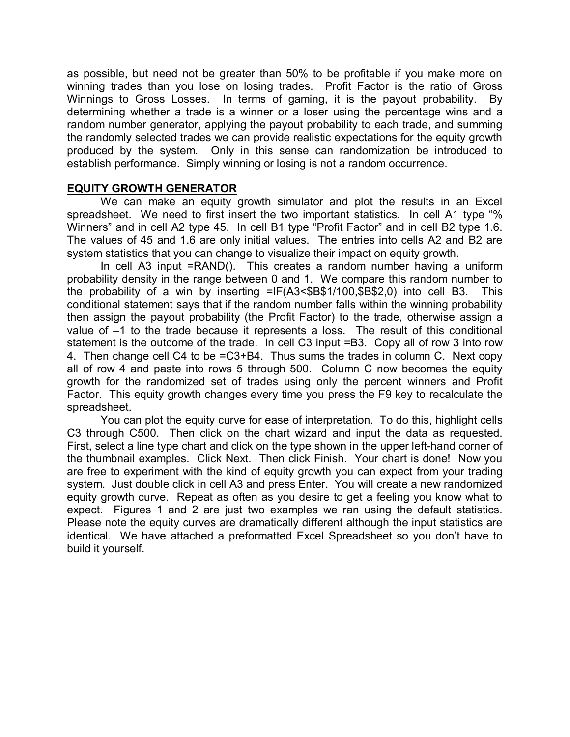as possible, but need not be greater than 50% to be profitable if you make more on winning trades than you lose on losing trades. Profit Factor is the ratio of Gross Winnings to Gross Losses. In terms of gaming, it is the payout probability. By determining whether a trade is a winner or a loser using the percentage wins and a random number generator, applying the payout probability to each trade, and summing the randomly selected trades we can provide realistic expectations for the equity growth produced by the system. Only in this sense can randomization be introduced to establish performance. Simply winning or losing is not a random occurrence.

## EQUITY GROWTH GENERATOR

We can make an equity growth simulator and plot the results in an Excel spreadsheet. We need to first insert the two important statistics. In cell A1 type "% Winners" and in cell A2 type 45. In cell B1 type "Profit Factor" and in cell B2 type 1.6. The values of 45 and 1.6 are only initial values. The entries into cells A2 and B2 are system statistics that you can change to visualize their impact on equity growth.

In cell A3 input =RAND(). This creates a random number having a uniform probability density in the range between 0 and 1. We compare this random number to the probability of a win by inserting =IF(A3<$B$1/100,$B$2,0) into cell B3. This conditional statement says that if the random number falls within the winning probability then assign the payout probability (the Profit Factor) to the trade, otherwise assign a value of –1 to the trade because it represents a loss. The result of this conditional statement is the outcome of the trade. In cell C3 input =B3. Copy all of row 3 into row 4. Then change cell C4 to be =C3+B4. Thus sums the trades in column C. Next copy all of row 4 and paste into rows 5 through 500. Column C now becomes the equity growth for the randomized set of trades using only the percent winners and Profit Factor. This equity growth changes every time you press the F9 key to recalculate the spreadsheet.

You can plot the equity curve for ease of interpretation. To do this, highlight cells C3 through C500. Then click on the chart wizard and input the data as requested. First, select a line type chart and click on the type shown in the upper left-hand corner of the thumbnail examples. Click Next. Then click Finish. Your chart is done! Now you are free to experiment with the kind of equity growth you can expect from your trading system. Just double click in cell A3 and press Enter. You will create a new randomized equity growth curve. Repeat as often as you desire to get a feeling you know what to expect. Figures 1 and 2 are just two examples we ran using the default statistics. Please note the equity curves are dramatically different although the input statistics are identical. We have attached a preformatted Excel Spreadsheet so you don't have to build it yourself.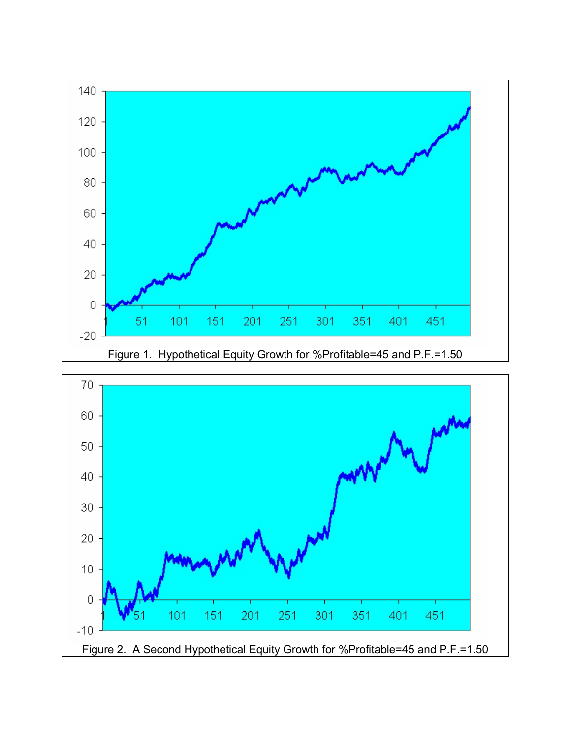Figure 1. Hypothetical Equity Growth for %Profitable=45 and P.F.=1.50

Figure 2. A Second Hypothetical Equity Growth for %Profitable=45 and P.F.=1.50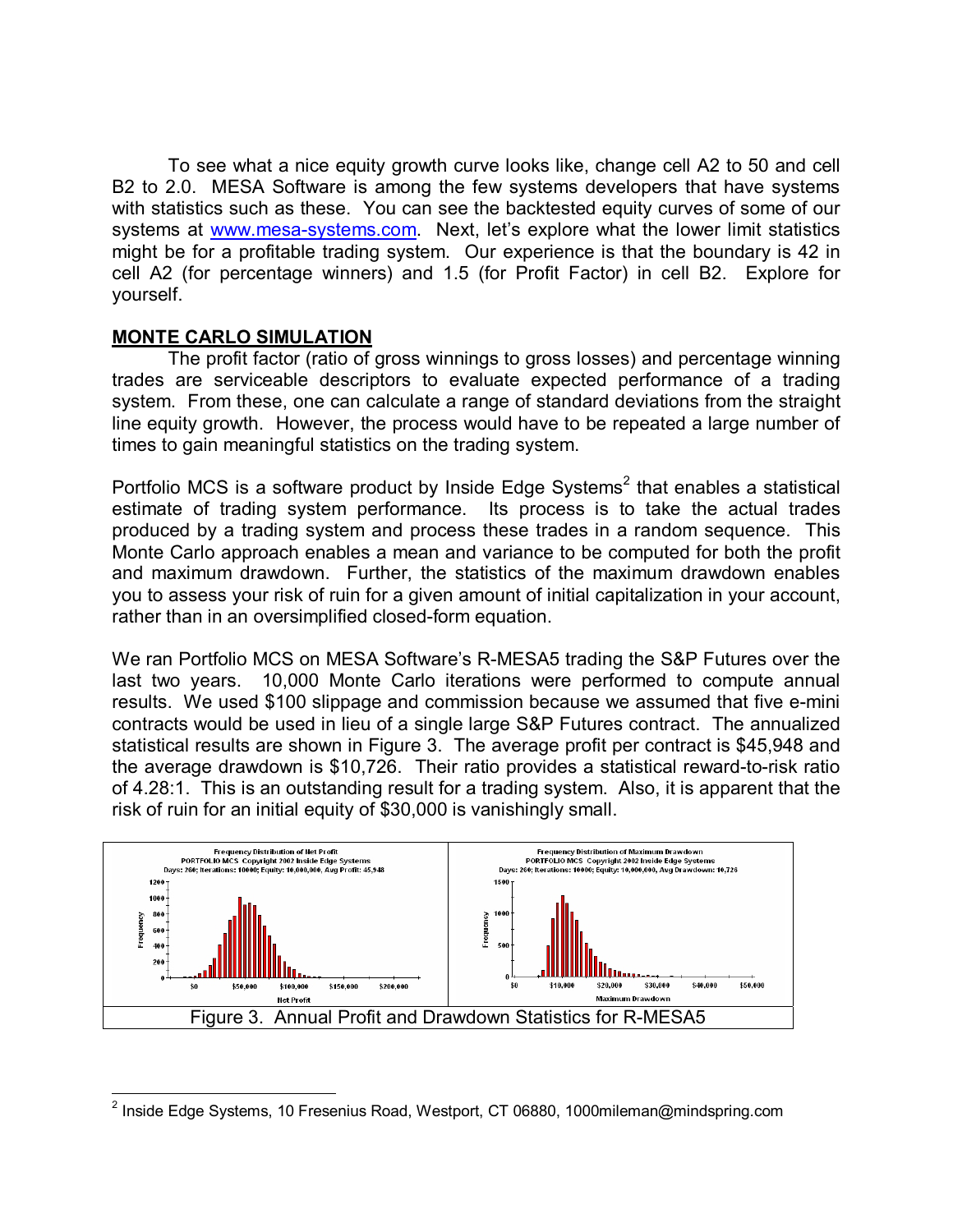To see what a nice equity growth curve looks like, change cell A2 to 50 and cell B2 to 2.0. MESA Software is among the few systems developers that have systems with statistics such as these. You can see the backtested equity curves of some of our systems at www.mesa-systems.com. Next, let's explore what the lower limit statistics might be for a profitable trading system. Our experience is that the boundary is 42 in cell A2 (for percentage winners) and 1.5 (for Profit Factor) in cell B2. Explore for yourself.

## MONTE CARLO SIMULATION

The profit factor (ratio of gross winnings to gross losses) and percentage winning trades are serviceable descriptors to evaluate expected performance of a trading system. From these, one can calculate a range of standard deviations from the straight line equity growth. However, the process would have to be repeated a large number of times to gain meaningful statistics on the trading system.

Portfolio MCS is a software product by Inside Edge Systems[2] that enables a statistical estimate of trading system performance. Its process is to take the actual trades produced by a trading system and process these trades in a random sequence. This Monte Carlo approach enables a mean and variance to be computed for both the profit and maximum drawdown. Further, the statistics of the maximum drawdown enables you to assess your risk of ruin for a given amount of initial capitalization in your account, rather than in an oversimplified closed-form equation.

We ran Portfolio MCS on MESA Software's R-MESA5 trading the S&P Futures over the last two years. 10,000 Monte Carlo iterations were performed to compute annual results. We used $100 slippage and commission because we assumed that five e-mini contracts would be used in lieu of a single large S&P Futures contract. The annualized statistical results are shown in Figure 3. The average profit per contract is $45,948 and the average drawdown is $10,726. Their ratio provides a statistical reward-to-risk ratio of 4.28:1. This is an outstanding result for a trading system. Also, it is apparent that the risk of ruin for an initial equity of $30,000 is vanishingly small.

Figure 3. Annual Profit and Drawdown Statistics for R-MESA5

---

[2] Inside Edge Systems, 10 Fresenius Road, Westport, CT 06880, 1000mileman@mindspring.com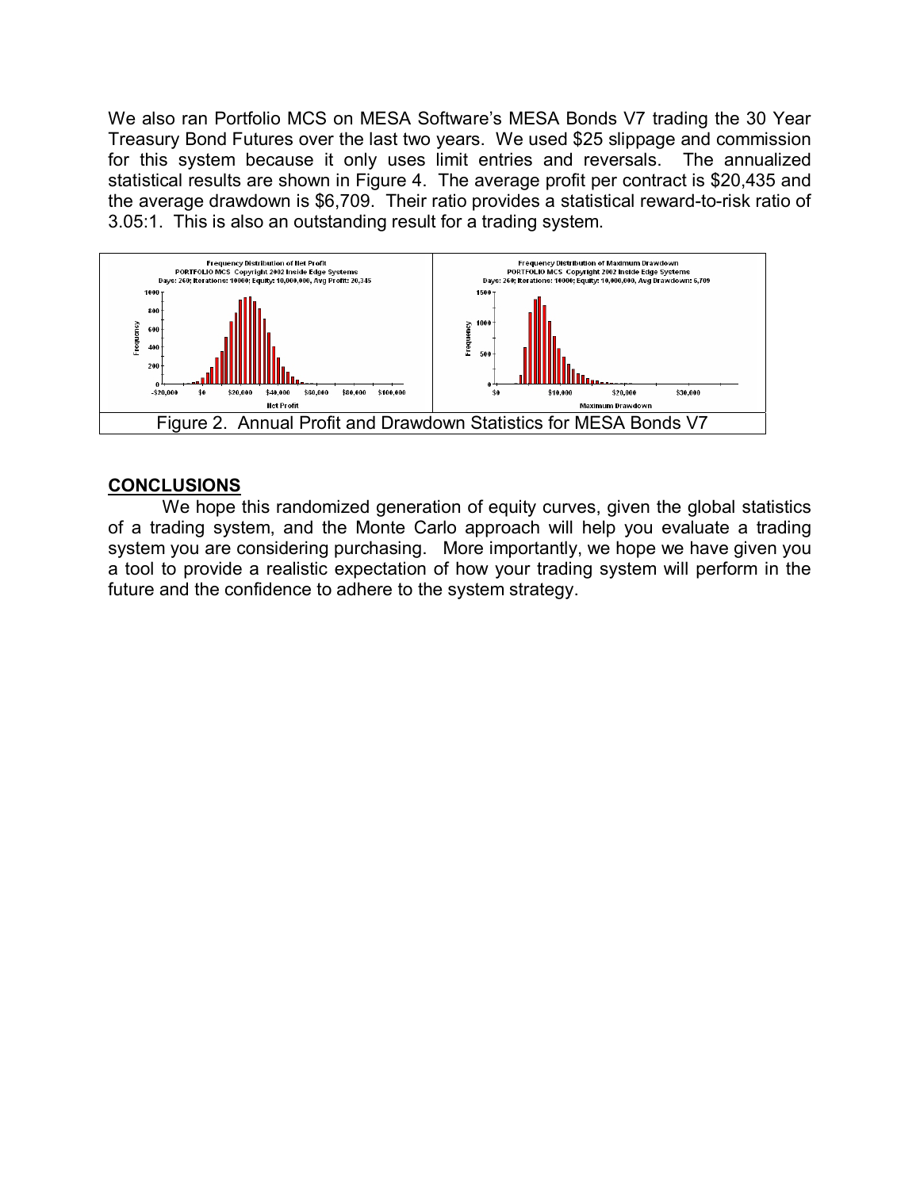We also ran Portfolio MCS on MESA Software's MESA Bonds V7 trading the 30 Year Treasury Bond Futures over the last two years. We used $25 slippage and commission for this system because it only uses limit entries and reversals. The annualized statistical results are shown in Figure 4. The average profit per contract is $20,435 and the average drawdown is $6,709. Their ratio provides a statistical reward-to-risk ratio of 3.05:1. This is also an outstanding result for a trading system.

Frequency Distribution of Net Profit
PORTFOLIO MCS Copyright 2002 Inside Edge Systems
Days: 260; Iterations: 10000; Equity: 10,000,000, Avg Profit: 20,345

Frequency

1000
800
600
400
200
0

-$20,000 $0 $20,000 $40,000 $60,000 $80,000 $100,000

Net Profit

Frequency Distribution of Maximum Drawdown
PORTFOLIO MCS Copyright 2002 Inside Edge Systems
Days: 260; Iterations: 10000; Equity: 10,000,000, Avg Drawdown: 6,709

Frequency

1500
1000
500
0

$0 $10,000 $20,000 $30,000

Maximum Drawdown

Figure 2. Annual Profit and Drawdown Statistics for MESA Bonds V7

## CONCLUSIONS

We hope this randomized generation of equity curves, given the global statistics of a trading system, and the Monte Carlo approach will help you evaluate a trading system you are considering purchasing. More importantly, we hope we have given you a tool to provide a realistic expectation of how your trading system will perform in the future and the confidence to adhere to the system strategy.